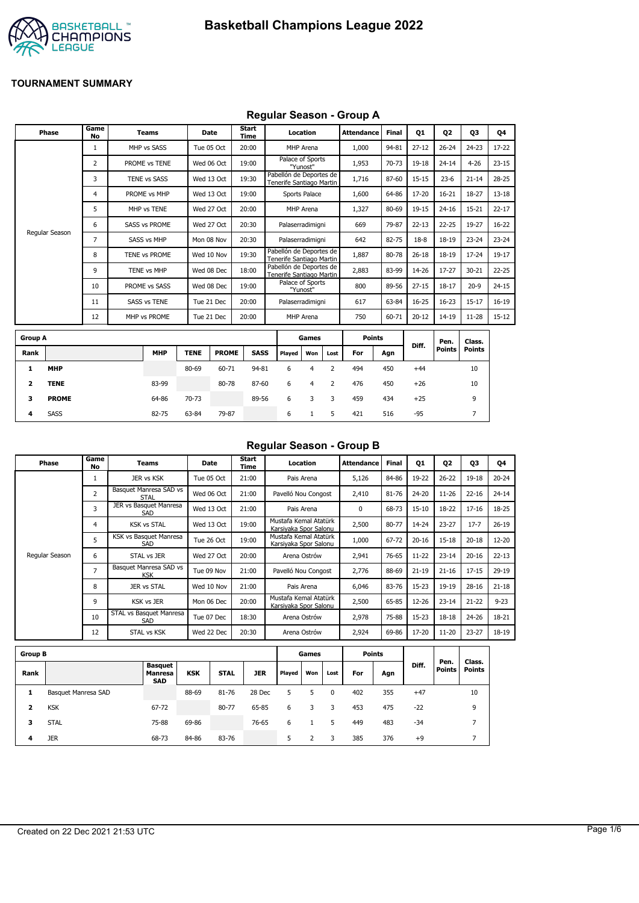# Basketball Champions League 2022

## TOURNAMENT SUMMARY

### Regular Season - Group A

| Phase | Game No | Teams | Date | Start Time | Location | Attendance | Final | Q1 | Q2 | Q3 | Q4 |
|---|---|---|---|---|---|---|---|---|---|---|---|
| Regular Season | 1 | MHP vs SASS | Tue 05 Oct | 20:00 | MHP Arena | 1,000 | 94-81 | 27-12 | 26-24 | 24-23 | 17-22 |
| | 2 | PROME vs TENE | Wed 06 Oct | 19:00 | Palace of Sports "Yunost" | 1,953 | 70-73 | 19-18 | 24-14 | 4-26 | 23-15 |
| | 3 | TENE vs SASS | Wed 13 Oct | 19:30 | Pabellón de Deportes de Tenerife Santiago Martin | 1,716 | 87-60 | 15-15 | 23-6 | 21-14 | 28-25 |
| | 4 | PROME vs MHP | Wed 13 Oct | 19:00 | Sports Palace | 1,600 | 64-86 | 17-20 | 16-21 | 18-27 | 13-18 |
| | 5 | MHP vs TENE | Wed 27 Oct | 20:00 | MHP Arena | 1,327 | 80-69 | 19-15 | 24-16 | 15-21 | 22-17 |
| | 6 | SASS vs PROME | Wed 27 Oct | 20:30 | Palaserradimigni | 669 | 79-87 | 22-13 | 22-25 | 19-27 | 16-22 |
| | 7 | SASS vs MHP | Mon 08 Nov | 20:30 | Palaserradimigni | 642 | 82-75 | 18-8 | 18-19 | 23-24 | 23-24 |
| | 8 | TENE vs PROME | Wed 10 Nov | 19:30 | Pabellón de Deportes de Tenerife Santiago Martin | 1,887 | 80-78 | 26-18 | 18-19 | 17-24 | 19-17 |
| | 9 | TENE vs MHP | Wed 08 Dec | 18:00 | Pabellón de Deportes de Tenerife Santiago Martin | 2,883 | 83-99 | 14-26 | 17-27 | 30-21 | 22-25 |
| | 10 | PROME vs SASS | Wed 08 Dec | 19:00 | Palace of Sports "Yunost" | 800 | 89-56 | 27-15 | 18-17 | 20-9 | 24-15 |
| | 11 | SASS vs TENE | Tue 21 Dec | 20:00 | Palaserradimigni | 617 | 63-84 | 16-25 | 16-23 | 15-17 | 16-19 |
| | 12 | MHP vs PROME | Tue 21 Dec | 20:00 | MHP Arena | 750 | 60-71 | 20-12 | 14-19 | 11-28 | 15-12 |

| Group A | | | | | | Games | | | Points | | Diff. | Pen. Points | Class. Points |
|---|---|---|---|---|---|---|---|---|---|---|---|---|---|
| Rank | | MHP | TENE | PROME | SASS | Played | Won | Lost | For | Agn | | | |
| 1 | MHP | | 80-69 | 60-71 | 94-81 | 6 | 4 | 2 | 494 | 450 | +44 | | 10 |
| 2 | TENE | 83-99 | | 80-78 | 87-60 | 6 | 4 | 2 | 476 | 450 | +26 | | 10 |
| 3 | PROME | 64-86 | 70-73 | | 89-56 | 6 | 3 | 3 | 459 | 434 | +25 | | 9 |
| 4 | SASS | 82-75 | 63-84 | 79-87 | | 6 | 1 | 5 | 421 | 516 | -95 | | 7 |

### Regular Season - Group B

| Phase | Game No | Teams | Date | Start Time | Location | Attendance | Final | Q1 | Q2 | Q3 | Q4 |
|---|---|---|---|---|---|---|---|---|---|---|---|
| Regular Season | 1 | JER vs KSK | Tue 05 Oct | 21:00 | Pais Arena | 5,126 | 84-86 | 19-22 | 26-22 | 19-18 | 20-24 |
| | 2 | Basquet Manresa SAD vs STAL | Wed 06 Oct | 21:00 | Pavelló Nou Congost | 2,410 | 81-76 | 24-20 | 11-26 | 22-16 | 24-14 |
| | 3 | JER vs Basquet Manresa SAD | Wed 13 Oct | 21:00 | Pais Arena | 0 | 68-73 | 15-10 | 18-22 | 17-16 | 18-25 |
| | 4 | KSK vs STAL | Wed 13 Oct | 19:00 | Mustafa Kemal Atatürk Karsiyaka Spor Salonu | 2,500 | 80-77 | 14-24 | 23-27 | 17-7 | 26-19 |
| | 5 | KSK vs Basquet Manresa SAD | Tue 26 Oct | 19:00 | Mustafa Kemal Atatürk Karsiyaka Spor Salonu | 1,000 | 67-72 | 20-16 | 15-18 | 20-18 | 12-20 |
| | 6 | STAL vs JER | Wed 27 Oct | 20:00 | Arena Ostrów | 2,941 | 76-65 | 11-22 | 23-14 | 20-16 | 22-13 |
| | 7 | Basquet Manresa SAD vs KSK | Tue 09 Nov | 21:00 | Pavelló Nou Congost | 2,776 | 88-69 | 21-19 | 21-16 | 17-15 | 29-19 |
| | 8 | JER vs STAL | Wed 10 Nov | 21:00 | Pais Arena | 6,046 | 83-76 | 15-23 | 19-19 | 28-16 | 21-18 |
| | 9 | KSK vs JER | Mon 06 Dec | 20:00 | Mustafa Kemal Atatürk Karsiyaka Spor Salonu | 2,500 | 65-85 | 12-26 | 23-14 | 21-22 | 9-23 |
| | 10 | STAL vs Basquet Manresa SAD | Tue 07 Dec | 18:30 | Arena Ostrów | 2,978 | 75-88 | 15-23 | 18-18 | 24-26 | 18-21 |
| | 12 | STAL vs KSK | Wed 22 Dec | 20:30 | Arena Ostrów | 2,924 | 69-86 | 17-20 | 11-20 | 23-27 | 18-19 |

| Group B | | | | | | Games | | | Points | | Diff. | Pen. Points | Class. Points |
|---|---|---|---|---|---|---|---|---|---|---|---|---|---|
| Rank | | Basquet Manresa SAD | KSK | STAL | JER | Played | Won | Lost | For | Agn | | | |
| 1 | Basquet Manresa SAD | | 88-69 | 81-76 | 28 Dec | 5 | 5 | 0 | 402 | 355 | +47 | | 10 |
| 2 | KSK | 67-72 | | 80-77 | 65-85 | 6 | 3 | 3 | 453 | 475 | -22 | | 9 |
| 3 | STAL | 75-88 | 69-86 | | 76-65 | 6 | 1 | 5 | 449 | 483 | -34 | | 7 |
| 4 | JER | 68-73 | 84-86 | 83-76 | | 5 | 2 | 3 | 385 | 376 | +9 | | 7 |

Created on 22 Dec 2021 21:53 UTC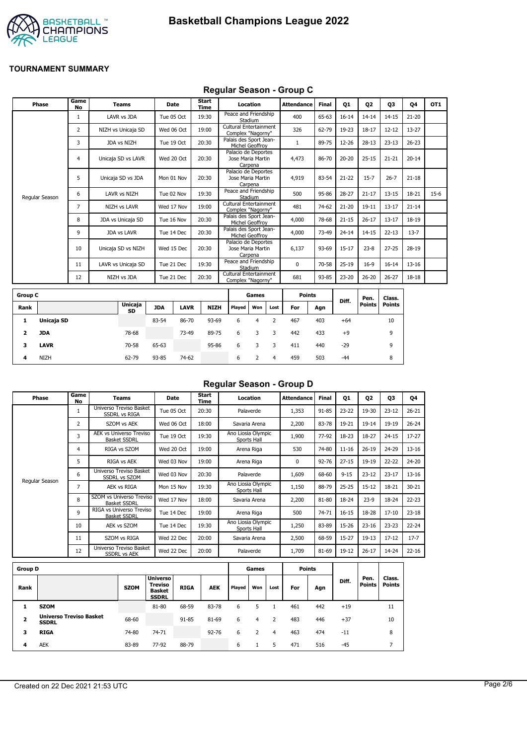# Basketball Champions League 2022

## TOURNAMENT SUMMARY

### Regular Season - Group C

| Phase | Game No | Teams | Date | Start Time | Location | Attendance | Final | Q1 | Q2 | Q3 | Q4 | OT1 |
|---|---|---|---|---|---|---|---|---|---|---|---|---|
| Regular Season | 1 | LAVR vs JDA | Tue 05 Oct | 19:30 | Peace and Friendship Stadium | 400 | 65-63 | 16-14 | 14-14 | 14-15 | 21-20 | |
| | 2 | NIZH vs Unicaja SD | Wed 06 Oct | 19:00 | Cultural Entertainment Complex "Nagorny" | 326 | 62-79 | 19-23 | 18-17 | 12-12 | 13-27 | |
| | 3 | JDA vs NIZH | Tue 19 Oct | 20:30 | Palais des Sport Jean-Michel Geoffroy | 1 | 89-75 | 12-26 | 28-13 | 23-13 | 26-23 | |
| | 4 | Unicaja SD vs LAVR | Wed 20 Oct | 20:30 | Palacio de Deportes Jose Maria Martin Carpena | 4,473 | 86-70 | 20-20 | 25-15 | 21-21 | 20-14 | |
| | 5 | Unicaja SD vs JDA | Mon 01 Nov | 20:30 | Palacio de Deportes Jose Maria Martin Carpena | 4,919 | 83-54 | 21-22 | 15-7 | 26-7 | 21-18 | |
| | 6 | LAVR vs NIZH | Tue 02 Nov | 19:30 | Peace and Friendship Stadium | 500 | 95-86 | 28-27 | 21-17 | 13-15 | 18-21 | 15-6 |
| | 7 | NIZH vs LAVR | Wed 17 Nov | 19:00 | Cultural Entertainment Complex "Nagorny" | 481 | 74-62 | 21-20 | 19-11 | 13-17 | 21-14 | |
| | 8 | JDA vs Unicaja SD | Tue 16 Nov | 20:30 | Palais des Sport Jean-Michel Geoffroy | 4,000 | 78-68 | 21-15 | 26-17 | 13-17 | 18-19 | |
| | 9 | JDA vs LAVR | Tue 14 Dec | 20:30 | Palais des Sport Jean-Michel Geoffroy | 4,000 | 73-49 | 24-14 | 14-15 | 22-13 | 13-7 | |
| | 10 | Unicaja SD vs NIZH | Wed 15 Dec | 20:30 | Palacio de Deportes Jose Maria Martin Carpena | 6,137 | 93-69 | 15-17 | 23-8 | 27-25 | 28-19 | |
| | 11 | LAVR vs Unicaja SD | Tue 21 Dec | 19:30 | Peace and Friendship Stadium | 0 | 70-58 | 25-19 | 16-9 | 16-14 | 13-16 | |
| | 12 | NIZH vs JDA | Tue 21 Dec | 20:30 | Cultural Entertainment Complex "Nagorny" | 681 | 93-85 | 23-20 | 26-20 | 26-27 | 18-18 | |

| Group C | | | | | | Games | | | Points | | Diff. | Pen. Points | Class. Points |
|---|---|---|---|---|---|---|---|---|---|---|---|---|---|
| Rank | | Unicaja SD | JDA | LAVR | NIZH | Played | Won | Lost | For | Agn | | | |
| 1 | **Unicaja SD** | | 83-54 | 86-70 | 93-69 | 6 | 4 | 2 | 467 | 403 | +64 | | 10 |
| 2 | **JDA** | 78-68 | | 73-49 | 89-75 | 6 | 3 | 3 | 442 | 433 | +9 | | 9 |
| 3 | **LAVR** | 70-58 | 65-63 | | 95-86 | 6 | 3 | 3 | 411 | 440 | -29 | | 9 |
| 4 | NIZH | 62-79 | 93-85 | 74-62 | | 6 | 2 | 4 | 459 | 503 | -44 | | 8 |

### Regular Season - Group D

| Phase | Game No | Teams | Date | Start Time | Location | Attendance | Final | Q1 | Q2 | Q3 | Q4 |
|---|---|---|---|---|---|---|---|---|---|---|---|
| Regular Season | 1 | Universo Treviso Basket SSDRL vs RIGA | Tue 05 Oct | 20:30 | Palaverde | 1,353 | 91-85 | 23-22 | 19-30 | 23-12 | 26-21 |
| | 2 | SZOM vs AEK | Wed 06 Oct | 18:00 | Savaria Arena | 2,200 | 83-78 | 19-21 | 19-14 | 19-19 | 26-24 |
| | 3 | AEK vs Universo Treviso Basket SSDRL | Tue 19 Oct | 19:30 | Ano Liosia Olympic Sports Hall | 1,900 | 77-92 | 18-23 | 18-27 | 24-15 | 17-27 |
| | 4 | RIGA vs SZOM | Wed 20 Oct | 19:00 | Arena Riga | 530 | 74-80 | 11-16 | 26-19 | 24-29 | 13-16 |
| | 5 | RIGA vs AEK | Wed 03 Nov | 19:00 | Arena Riga | 0 | 92-76 | 27-15 | 19-19 | 22-22 | 24-20 |
| | 6 | Universo Treviso Basket SSDRL vs SZOM | Wed 03 Nov | 20:30 | Palaverde | 1,609 | 68-60 | 9-15 | 23-12 | 23-17 | 13-16 |
| | 7 | AEK vs RIGA | Mon 15 Nov | 19:30 | Ano Liosia Olympic Sports Hall | 1,150 | 88-79 | 25-25 | 15-12 | 18-21 | 30-21 |
| | 8 | SZOM vs Universo Treviso Basket SSDRL | Wed 17 Nov | 18:00 | Savaria Arena | 2,200 | 81-80 | 18-24 | 23-9 | 18-24 | 22-23 |
| | 9 | RIGA vs Universo Treviso Basket SSDRL | Tue 14 Dec | 19:00 | Arena Riga | 500 | 74-71 | 16-15 | 18-28 | 17-10 | 23-18 |
| | 10 | AEK vs SZOM | Tue 14 Dec | 19:30 | Ano Liosia Olympic Sports Hall | 1,250 | 83-89 | 15-26 | 23-16 | 23-23 | 22-24 |
| | 11 | SZOM vs RIGA | Wed 22 Dec | 20:00 | Savaria Arena | 2,500 | 68-59 | 15-27 | 19-13 | 17-12 | 17-7 |
| | 12 | Universo Treviso Basket SSDRL vs AEK | Wed 22 Dec | 20:00 | Palaverde | 1,709 | 81-69 | 19-12 | 26-17 | 14-24 | 22-16 |

| Group D | | | | | | Games | | | Points | | Diff. | Pen. Points | Class. Points |
|---|---|---|---|---|---|---|---|---|---|---|---|---|---|
| Rank | | SZOM | Universo Treviso Basket SSDRL | RIGA | AEK | Played | Won | Lost | For | Agn | | | |
| 1 | **SZOM** | | 81-80 | 68-59 | 83-78 | 6 | 5 | 1 | 461 | 442 | +19 | | 11 |
| 2 | **Universo Treviso Basket SSDRL** | 68-60 | | 91-85 | 81-69 | 6 | 4 | 2 | 483 | 446 | +37 | | 10 |
| 3 | **RIGA** | 74-80 | 74-71 | | 92-76 | 6 | 2 | 4 | 463 | 474 | -11 | | 8 |
| 4 | AEK | 83-89 | 77-92 | 88-79 | | 6 | 1 | 5 | 471 | 516 | -45 | | 7 |

Created on 22 Dec 2021 21:53 UTC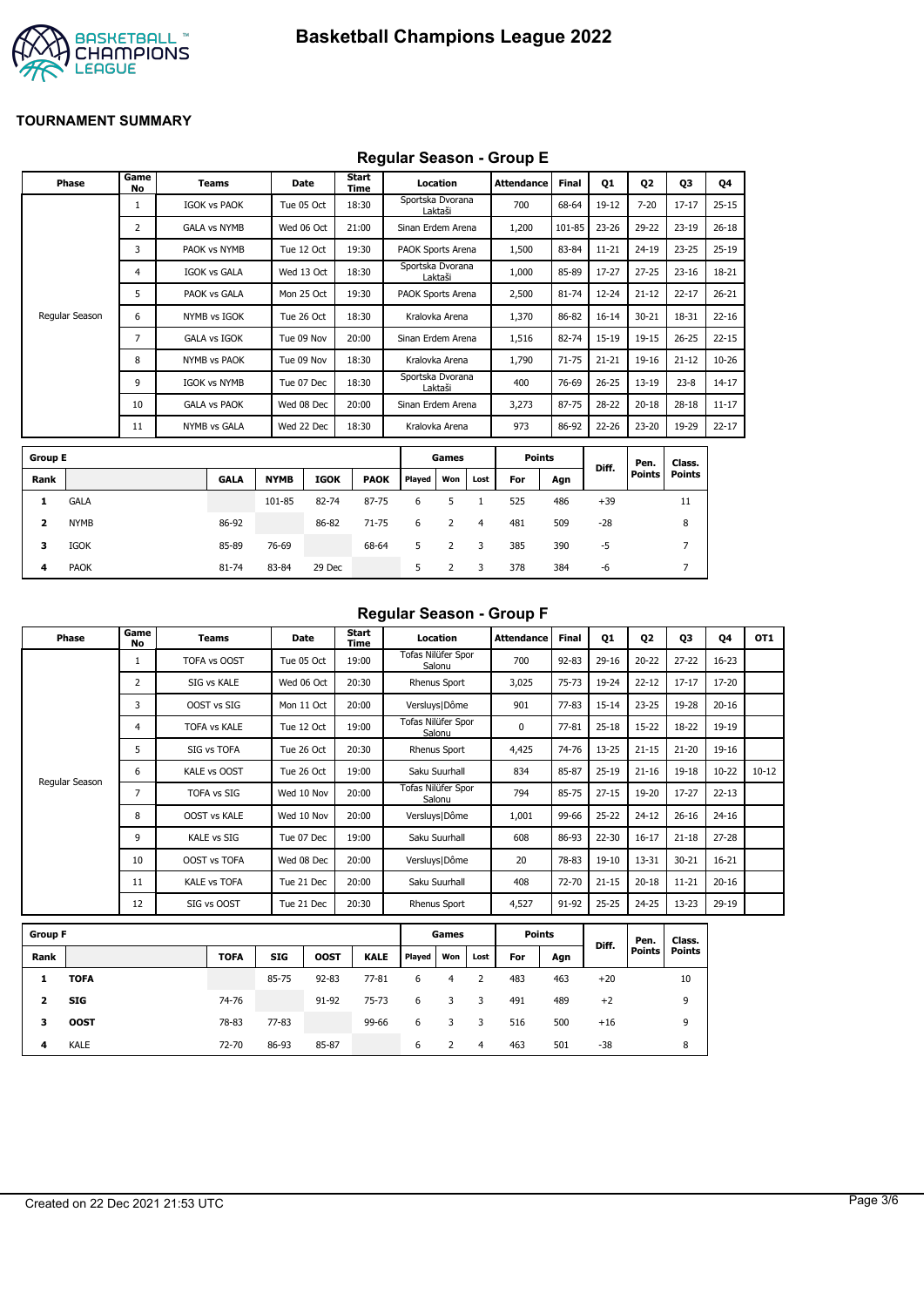# Basketball Champions League 2022

**TOURNAMENT SUMMARY**

## Regular Season - Group E

| Phase | Game No | Teams | Date | Start Time | Location | Attendance | Final | Q1 | Q2 | Q3 | Q4 |
|---|---|---|---|---|---|---|---|---|---|---|---|
| Regular Season | 1 | IGOK vs PAOK | Tue 05 Oct | 18:30 | Sportska Dvorana Laktaši | 700 | 68-64 | 19-12 | 7-20 | 17-17 | 25-15 |
| | 2 | GALA vs NYMB | Wed 06 Oct | 21:00 | Sinan Erdem Arena | 1,200 | 101-85 | 23-26 | 29-22 | 23-19 | 26-18 |
| | 3 | PAOK vs NYMB | Tue 12 Oct | 19:30 | PAOK Sports Arena | 1,500 | 83-84 | 11-21 | 24-19 | 23-25 | 25-19 |
| | 4 | IGOK vs GALA | Wed 13 Oct | 18:30 | Sportska Dvorana Laktaši | 1,000 | 85-89 | 17-27 | 27-25 | 23-16 | 18-21 |
| | 5 | PAOK vs GALA | Mon 25 Oct | 19:30 | PAOK Sports Arena | 2,500 | 81-74 | 12-24 | 21-12 | 22-17 | 26-21 |
| | 6 | NYMB vs IGOK | Tue 26 Oct | 18:30 | Kralovka Arena | 1,370 | 86-82 | 16-14 | 30-21 | 18-31 | 22-16 |
| | 7 | GALA vs IGOK | Tue 09 Nov | 20:00 | Sinan Erdem Arena | 1,516 | 82-74 | 15-19 | 19-15 | 26-25 | 22-15 |
| | 8 | NYMB vs PAOK | Tue 09 Nov | 18:30 | Kralovka Arena | 1,790 | 71-75 | 21-21 | 19-16 | 21-12 | 10-26 |
| | 9 | IGOK vs NYMB | Tue 07 Dec | 18:30 | Sportska Dvorana Laktaši | 400 | 76-69 | 26-25 | 13-19 | 23-8 | 14-17 |
| | 10 | GALA vs PAOK | Wed 08 Dec | 20:00 | Sinan Erdem Arena | 3,273 | 87-75 | 28-22 | 20-18 | 28-18 | 11-17 |
| | 11 | NYMB vs GALA | Wed 22 Dec | 18:30 | Kralovka Arena | 973 | 86-92 | 22-26 | 23-20 | 19-29 | 22-17 |

| Group E | | | | | | Games | | | Points | | Diff. | Pen. Points | Class. Points |
|---|---|---|---|---|---|---|---|---|---|---|---|---|---|
| Rank | | GALA | NYMB | IGOK | PAOK | Played | Won | Lost | For | Agn | | | |
| 1 | GALA | | 101-85 | 82-74 | 87-75 | 6 | 5 | 1 | 525 | 486 | +39 | | 11 |
| 2 | NYMB | 86-92 | | 86-82 | 71-75 | 6 | 2 | 4 | 481 | 509 | -28 | | 8 |
| 3 | IGOK | 85-89 | 76-69 | | 68-64 | 5 | 2 | 3 | 385 | 390 | -5 | | 7 |
| 4 | PAOK | 81-74 | 83-84 | 29 Dec | | 5 | 2 | 3 | 378 | 384 | -6 | | 7 |

## Regular Season - Group F

| Phase | Game No | Teams | Date | Start Time | Location | Attendance | Final | Q1 | Q2 | Q3 | Q4 | OT1 |
|---|---|---|---|---|---|---|---|---|---|---|---|---|
| Regular Season | 1 | TOFA vs OOST | Tue 05 Oct | 19:00 | Tofas Nilüfer Spor Salonu | 700 | 92-83 | 29-16 | 20-22 | 27-22 | 16-23 | |
| | 2 | SIG vs KALE | Wed 06 Oct | 20:30 | Rhenus Sport | 3,025 | 75-73 | 19-24 | 22-12 | 17-17 | 17-20 | |
| | 3 | OOST vs SIG | Mon 11 Oct | 20:00 | Versluys\|Dôme | 901 | 77-83 | 15-14 | 23-25 | 19-28 | 20-16 | |
| | 4 | TOFA vs KALE | Tue 12 Oct | 19:00 | Tofas Nilüfer Spor Salonu | 0 | 77-81 | 25-18 | 15-22 | 18-22 | 19-19 | |
| | 5 | SIG vs TOFA | Tue 26 Oct | 20:30 | Rhenus Sport | 4,425 | 74-76 | 13-25 | 21-15 | 21-20 | 19-16 | |
| | 6 | KALE vs OOST | Tue 26 Oct | 19:00 | Saku Suurhall | 834 | 85-87 | 25-19 | 21-16 | 19-18 | 10-22 | 10-12 |
| | 7 | TOFA vs SIG | Wed 10 Nov | 20:00 | Tofas Nilüfer Spor Salonu | 794 | 85-75 | 27-15 | 19-20 | 17-27 | 22-13 | |
| | 8 | OOST vs KALE | Wed 10 Nov | 20:00 | Versluys\|Dôme | 1,001 | 99-66 | 25-22 | 24-12 | 26-16 | 24-16 | |
| | 9 | KALE vs SIG | Tue 07 Dec | 19:00 | Saku Suurhall | 608 | 86-93 | 22-30 | 16-17 | 21-18 | 27-28 | |
| | 10 | OOST vs TOFA | Wed 08 Dec | 20:00 | Versluys\|Dôme | 20 | 78-83 | 19-10 | 13-31 | 30-21 | 16-21 | |
| | 11 | KALE vs TOFA | Tue 21 Dec | 20:00 | Saku Suurhall | 408 | 72-70 | 21-15 | 20-18 | 11-21 | 20-16 | |
| | 12 | SIG vs OOST | Tue 21 Dec | 20:30 | Rhenus Sport | 4,527 | 91-92 | 25-25 | 24-25 | 13-23 | 29-19 | |

| Group F | | | | | | Games | | | Points | | Diff. | Pen. Points | Class. Points |
|---|---|---|---|---|---|---|---|---|---|---|---|---|---|
| Rank | | TOFA | SIG | OOST | KALE | Played | Won | Lost | For | Agn | | | |
| 1 | **TOFA** | | 85-75 | 92-83 | 77-81 | 6 | 4 | 2 | 483 | 463 | +20 | | 10 |
| 2 | **SIG** | 74-76 | | 91-92 | 75-73 | 6 | 3 | 3 | 491 | 489 | +2 | | 9 |
| 3 | **OOST** | 78-83 | 77-83 | | 99-66 | 6 | 3 | 3 | 516 | 500 | +16 | | 9 |
| 4 | KALE | 72-70 | 86-93 | 85-87 | | 6 | 2 | 4 | 463 | 501 | -38 | | 8 |

Created on 22 Dec 2021 21:53 UTC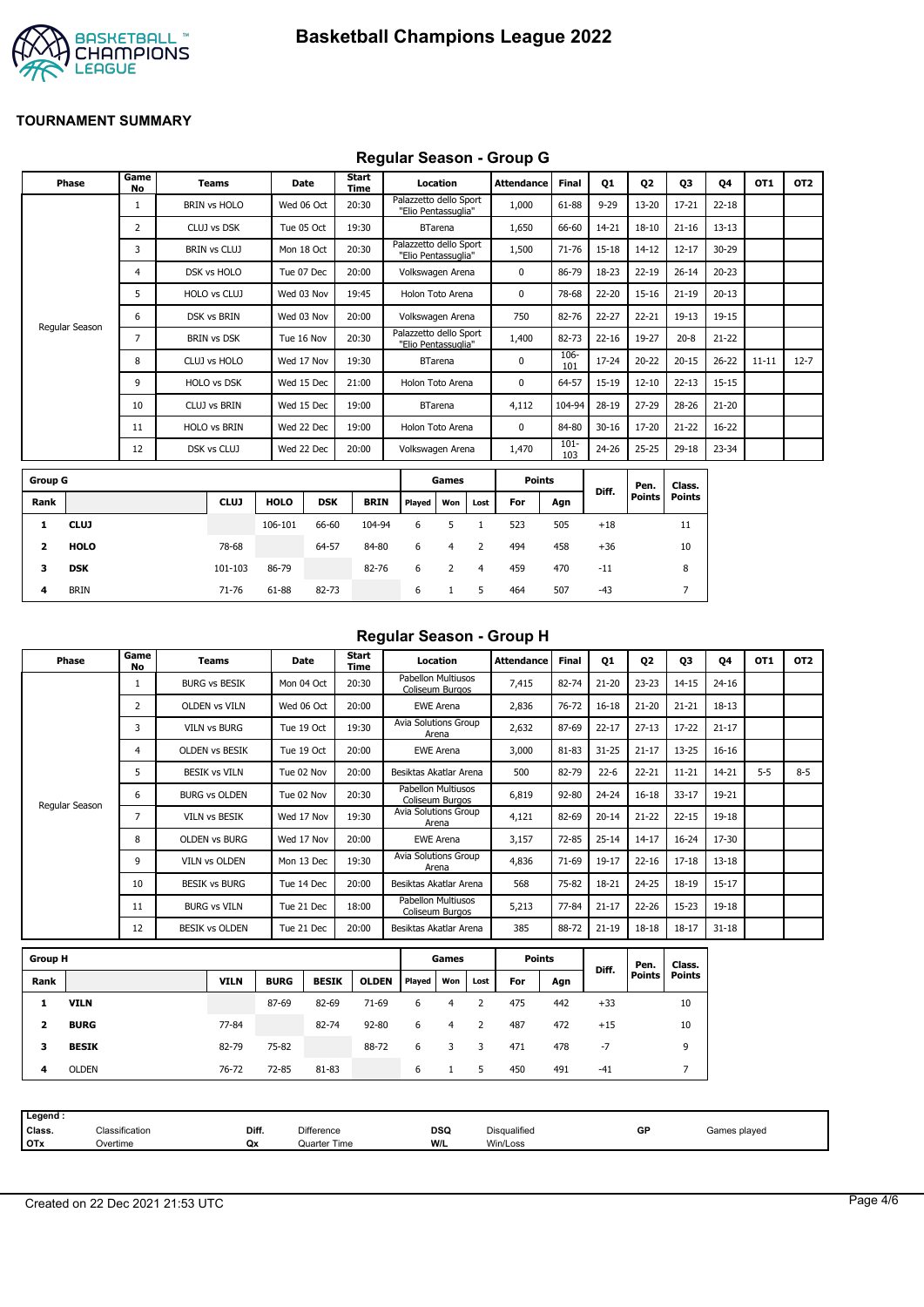# Basketball Champions League 2022

## TOURNAMENT SUMMARY

### Regular Season - Group G

| Phase | Game No | Teams | Date | Start Time | Location | Attendance | Final | Q1 | Q2 | Q3 | Q4 | OT1 | OT2 |
|---|---|---|---|---|---|---|---|---|---|---|---|---|---|
| Regular Season | 1 | BRIN vs HOLO | Wed 06 Oct | 20:30 | Palazzetto dello Sport "Elio Pentassuglia" | 1,000 | 61-88 | 9-29 | 13-20 | 17-21 | 22-18 | | |
| | 2 | CLUJ vs DSK | Tue 05 Oct | 19:30 | BTarena | 1,650 | 66-60 | 14-21 | 18-10 | 21-16 | 13-13 | | |
| | 3 | BRIN vs CLUJ | Mon 18 Oct | 20:30 | Palazzetto dello Sport "Elio Pentassuglia" | 1,500 | 71-76 | 15-18 | 14-12 | 12-17 | 30-29 | | |
| | 4 | DSK vs HOLO | Tue 07 Dec | 20:00 | Volkswagen Arena | 0 | 86-79 | 18-23 | 22-19 | 26-14 | 20-23 | | |
| | 5 | HOLO vs CLUJ | Wed 03 Nov | 19:45 | Holon Toto Arena | 0 | 78-68 | 22-20 | 15-16 | 21-19 | 20-13 | | |
| | 6 | DSK vs BRIN | Wed 03 Nov | 20:00 | Volkswagen Arena | 750 | 82-76 | 22-27 | 22-21 | 19-13 | 19-15 | | |
| | 7 | BRIN vs DSK | Tue 16 Nov | 20:30 | Palazzetto dello Sport "Elio Pentassuglia" | 1,400 | 82-73 | 22-16 | 19-27 | 20-8 | 21-22 | | |
| | 8 | CLUJ vs HOLO | Wed 17 Nov | 19:30 | BTarena | 0 | 106-101 | 17-24 | 20-22 | 20-15 | 26-22 | 11-11 | 12-7 |
| | 9 | HOLO vs DSK | Wed 15 Dec | 21:00 | Holon Toto Arena | 0 | 64-57 | 15-19 | 12-10 | 22-13 | 15-15 | | |
| | 10 | CLUJ vs BRIN | Wed 15 Dec | 19:00 | BTarena | 4,112 | 104-94 | 28-19 | 27-29 | 28-26 | 21-20 | | |
| | 11 | HOLO vs BRIN | Wed 22 Dec | 19:00 | Holon Toto Arena | 0 | 84-80 | 30-16 | 17-20 | 21-22 | 16-22 | | |
| | 12 | DSK vs CLUJ | Wed 22 Dec | 20:00 | Volkswagen Arena | 1,470 | 101-103 | 24-26 | 25-25 | 29-18 | 23-34 | | |

| Group G | | | | | | Games | | | Points | | Diff. | Pen. Points | Class. Points |
|---|---|---|---|---|---|---|---|---|---|---|---|---|---|
| Rank | | CLUJ | HOLO | DSK | BRIN | Played | Won | Lost | For | Agn | | | |
| 1 | **CLUJ** | | 106-101 | 66-60 | 104-94 | 6 | 5 | 1 | 523 | 505 | +18 | | 11 |
| 2 | **HOLO** | 78-68 | | 64-57 | 84-80 | 6 | 4 | 2 | 494 | 458 | +36 | | 10 |
| 3 | **DSK** | 101-103 | 86-79 | | 82-76 | 6 | 2 | 4 | 459 | 470 | -11 | | 8 |
| 4 | BRIN | 71-76 | 61-88 | 82-73 | | 6 | 1 | 5 | 464 | 507 | -43 | | 7 |

### Regular Season - Group H

| Phase | Game No | Teams | Date | Start Time | Location | Attendance | Final | Q1 | Q2 | Q3 | Q4 | OT1 | OT2 |
|---|---|---|---|---|---|---|---|---|---|---|---|---|---|
| Regular Season | 1 | BURG vs BESIK | Mon 04 Oct | 20:30 | Pabellon Multiusos Coliseum Burgos | 7,415 | 82-74 | 21-20 | 23-23 | 14-15 | 24-16 | | |
| | 2 | OLDEN vs VILN | Wed 06 Oct | 20:00 | EWE Arena | 2,836 | 76-72 | 16-18 | 21-20 | 21-21 | 18-13 | | |
| | 3 | VILN vs BURG | Tue 19 Oct | 19:30 | Avia Solutions Group Arena | 2,632 | 87-69 | 22-17 | 27-13 | 17-22 | 21-17 | | |
| | 4 | OLDEN vs BESIK | Tue 19 Oct | 20:00 | EWE Arena | 3,000 | 81-83 | 31-25 | 21-17 | 13-25 | 16-16 | | |
| | 5 | BESIK vs VILN | Tue 02 Nov | 20:00 | Besiktas Akatlar Arena | 500 | 82-79 | 22-6 | 22-21 | 11-21 | 14-21 | 5-5 | 8-5 |
| | 6 | BURG vs OLDEN | Tue 02 Nov | 20:30 | Pabellon Multiusos Coliseum Burgos | 6,819 | 92-80 | 24-24 | 16-18 | 33-17 | 19-21 | | |
| | 7 | VILN vs BESIK | Wed 17 Nov | 19:30 | Avia Solutions Group Arena | 4,121 | 82-69 | 20-14 | 21-22 | 22-15 | 19-18 | | |
| | 8 | OLDEN vs BURG | Wed 17 Nov | 20:00 | EWE Arena | 3,157 | 72-85 | 25-14 | 14-17 | 16-24 | 17-30 | | |
| | 9 | VILN vs OLDEN | Mon 13 Dec | 19:30 | Avia Solutions Group Arena | 4,836 | 71-69 | 19-17 | 22-16 | 17-18 | 13-18 | | |
| | 10 | BESIK vs BURG | Tue 14 Dec | 20:00 | Besiktas Akatlar Arena | 568 | 75-82 | 18-21 | 24-25 | 18-19 | 15-17 | | |
| | 11 | BURG vs VILN | Tue 21 Dec | 18:00 | Pabellon Multiusos Coliseum Burgos | 5,213 | 77-84 | 21-17 | 22-26 | 15-23 | 19-18 | | |
| | 12 | BESIK vs OLDEN | Tue 21 Dec | 20:00 | Besiktas Akatlar Arena | 385 | 88-72 | 21-19 | 18-18 | 18-17 | 31-18 | | |

| Group H | | | | | | Games | | | Points | | Diff. | Pen. Points | Class. Points |
|---|---|---|---|---|---|---|---|---|---|---|---|---|---|
| Rank | | VILN | BURG | BESIK | OLDEN | Played | Won | Lost | For | Agn | | | |
| 1 | **VILN** | | 87-69 | 82-69 | 71-69 | 6 | 4 | 2 | 475 | 442 | +33 | | 10 |
| 2 | **BURG** | 77-84 | | 82-74 | 92-80 | 6 | 4 | 2 | 487 | 472 | +15 | | 10 |
| 3 | **BESIK** | 82-79 | 75-82 | | 88-72 | 6 | 3 | 3 | 471 | 478 | -7 | | 9 |
| 4 | OLDEN | 76-72 | 72-85 | 81-83 | | 6 | 1 | 5 | 450 | 491 | -41 | | 7 |

**Legend :**

| | | | | | | | |
|---|---|---|---|---|---|---|---|
| Class. | Classification | Diff. | Difference | DSQ | Disqualified | GP | Games played |
| OTx | Overtime | Qx | Quarter Time | W/L | Win/Loss | | |

Created on 22 Dec 2021 21:53 UTC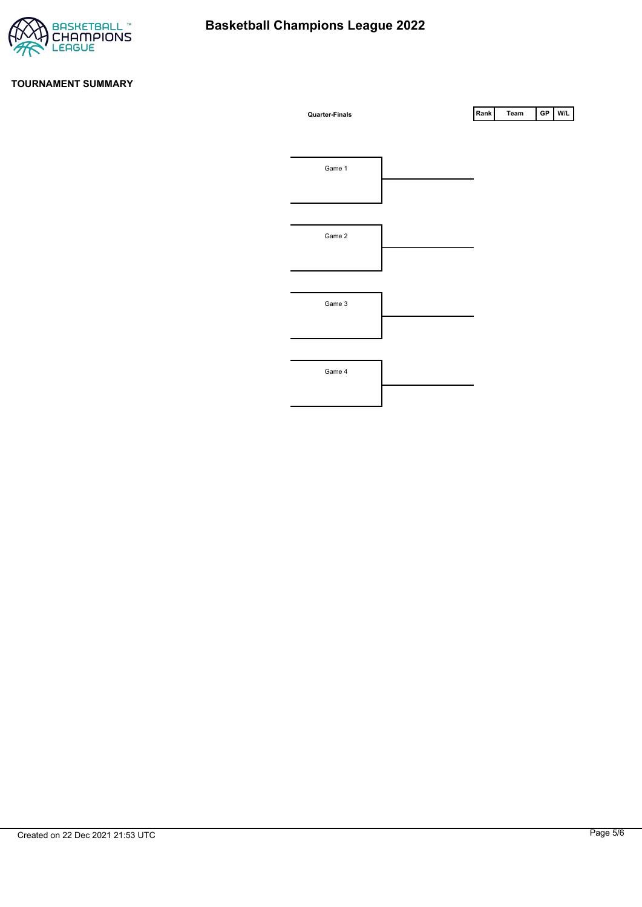# Basketball Champions League 2022

## TOURNAMENT SUMMARY

**Quarter-Finals**

| Rank | Team | GP | W/L |
|---|---|---|---|

Game 1

Game 2

Game 3

Game 4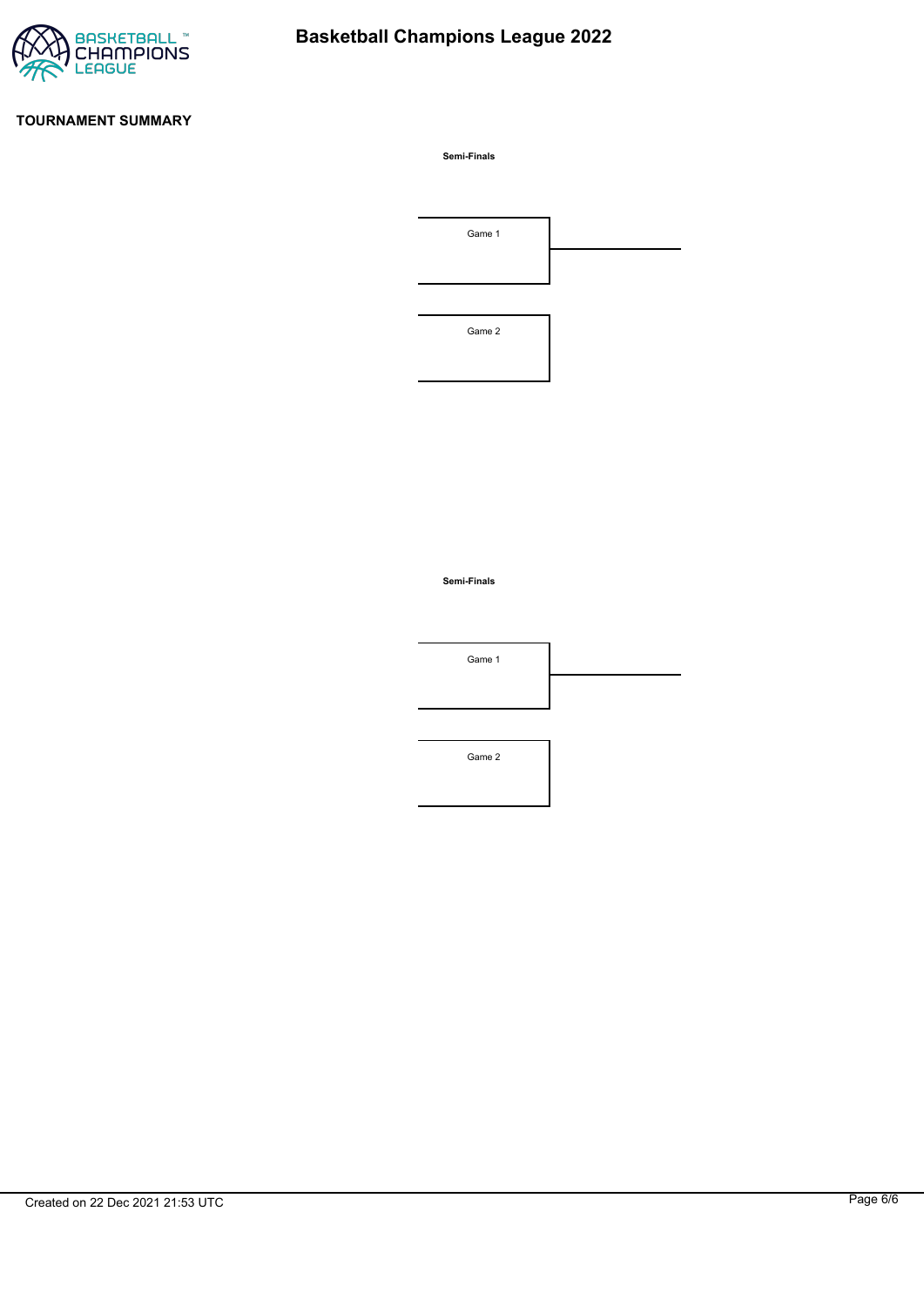# Basketball Champions League 2022

**TOURNAMENT SUMMARY**

**Semi-Finals**

Game 1

Game 2

**Semi-Finals**

Game 1

Game 2

Created on 22 Dec 2021 21:53 UTC